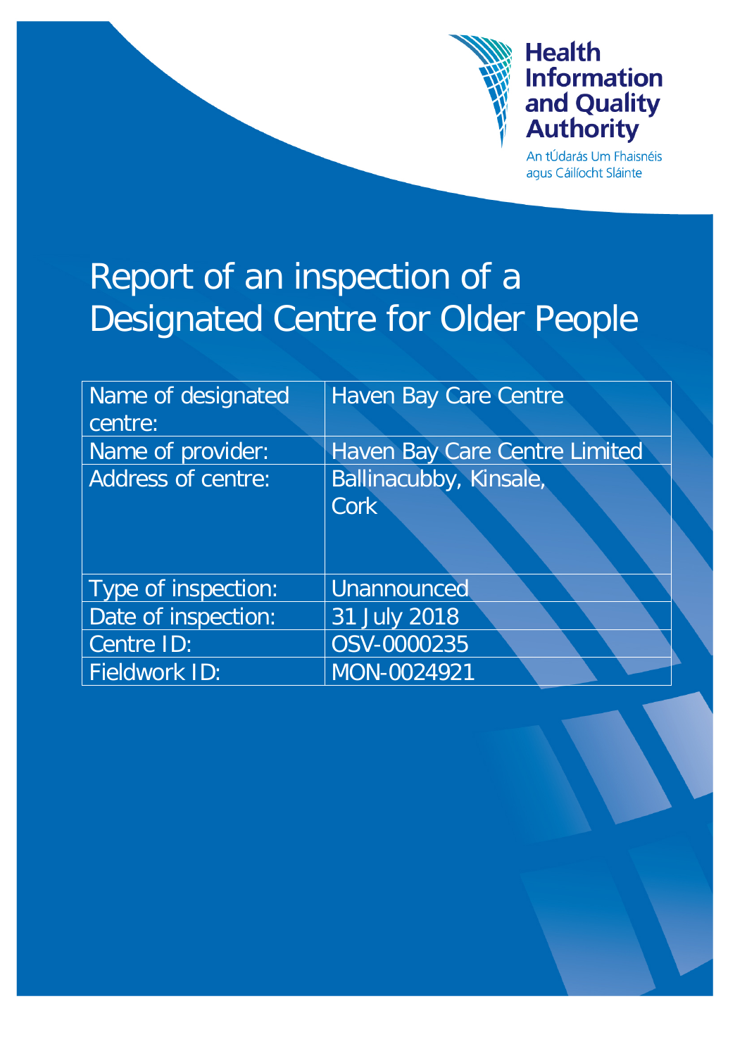Health Information and Quality Authority

An tÚdarás Um Fhaisnéis agus Cáilíocht Sláinte

# Report of an inspection of a Designated Centre for Older People

| | |
|---|---|
| Name of designated centre: | Haven Bay Care Centre |
| Name of provider: | Haven Bay Care Centre Limited |
| Address of centre: | Ballinacubby, Kinsale, Cork |
| Type of inspection: | Unannounced |
| Date of inspection: | 31 July 2018 |
| Centre ID: | OSV-0000235 |
| Fieldwork ID: | MON-0024921 |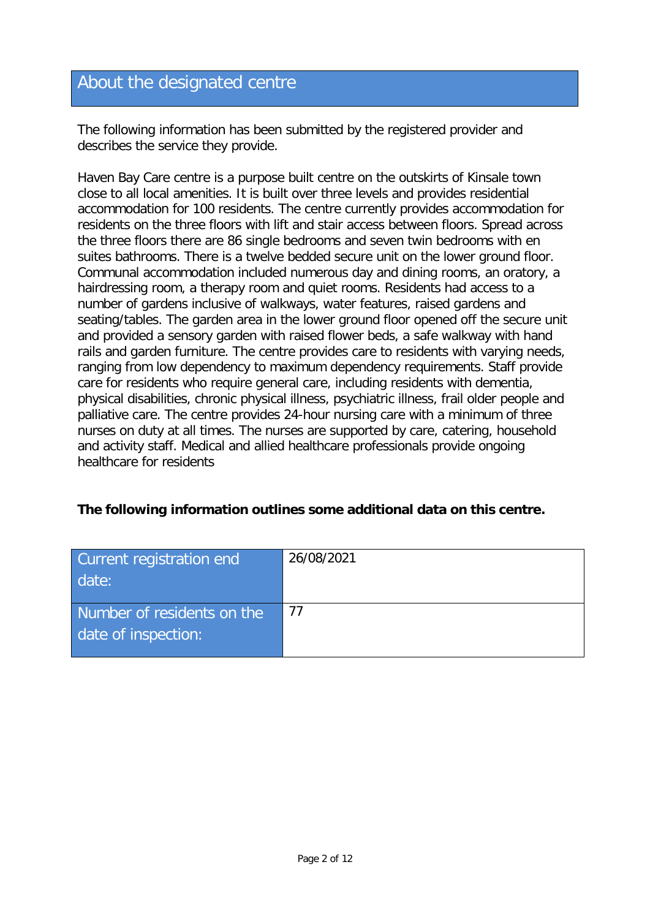## About the designated centre

The following information has been submitted by the registered provider and describes the service they provide.

Haven Bay Care centre is a purpose built centre on the outskirts of Kinsale town close to all local amenities. It is built over three levels and provides residential accommodation for 100 residents. The centre currently provides accommodation for residents on the three floors with lift and stair access between floors. Spread across the three floors there are 86 single bedrooms and seven twin bedrooms with en suites bathrooms. There is a twelve bedded secure unit on the lower ground floor. Communal accommodation included numerous day and dining rooms, an oratory, a hairdressing room, a therapy room and quiet rooms. Residents had access to a number of gardens inclusive of walkways, water features, raised gardens and seating/tables. The garden area in the lower ground floor opened off the secure unit and provided a sensory garden with raised flower beds, a safe walkway with hand rails and garden furniture. The centre provides care to residents with varying needs, ranging from low dependency to maximum dependency requirements. Staff provide care for residents who require general care, including residents with dementia, physical disabilities, chronic physical illness, psychiatric illness, frail older people and palliative care. The centre provides 24-hour nursing care with a minimum of three nurses on duty at all times. The nurses are supported by care, catering, household and activity staff. Medical and allied healthcare professionals provide ongoing healthcare for residents

**The following information outlines some additional data on this centre.**

| | |
|---|---|
| Current registration end date: | 26/08/2021 |
| Number of residents on the date of inspection: | 77 |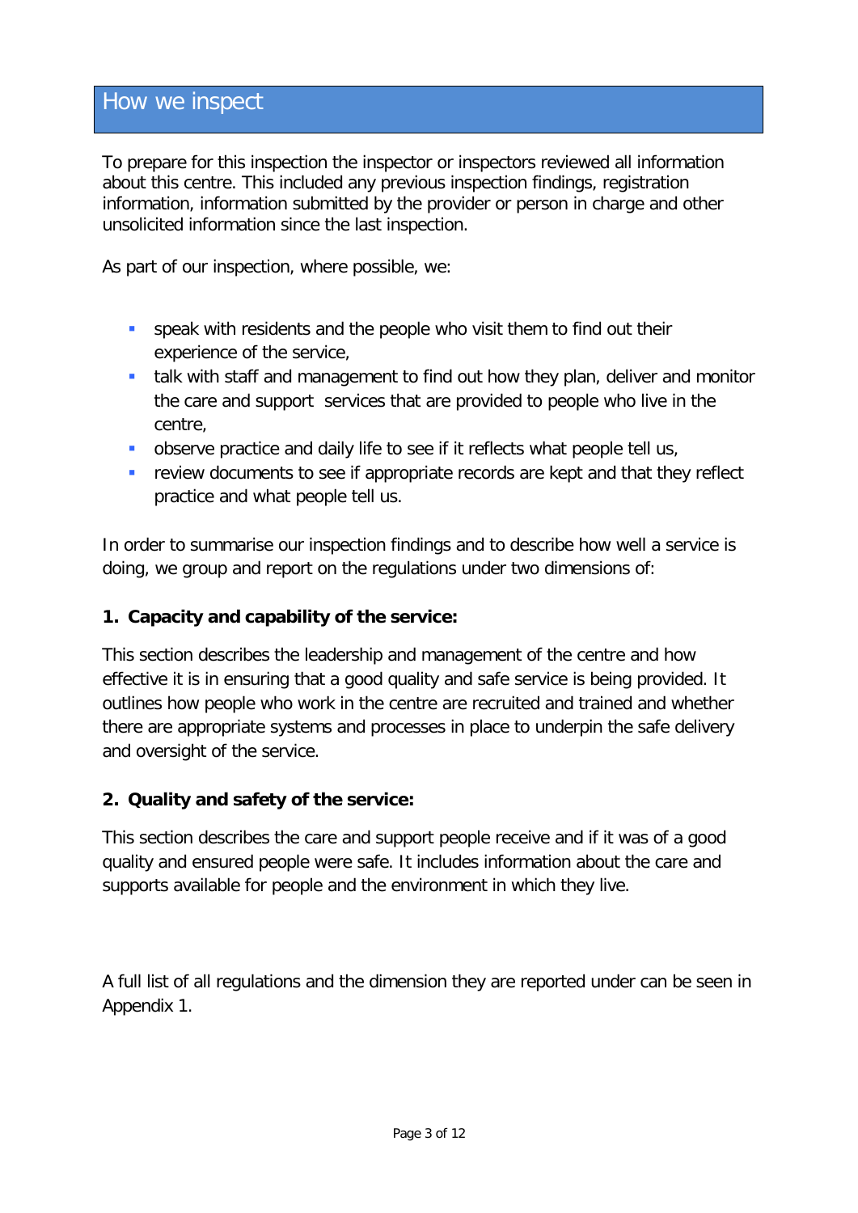## How we inspect

To prepare for this inspection the inspector or inspectors reviewed all information about this centre. This included any previous inspection findings, registration information, information submitted by the provider or person in charge and other unsolicited information since the last inspection.

As part of our inspection, where possible, we:

- speak with residents and the people who visit them to find out their experience of the service,
- talk with staff and management to find out how they plan, deliver and monitor the care and support services that are provided to people who live in the centre,
- observe practice and daily life to see if it reflects what people tell us,
- review documents to see if appropriate records are kept and that they reflect practice and what people tell us.

In order to summarise our inspection findings and to describe how well a service is doing, we group and report on the regulations under two dimensions of:

**1. Capacity and capability of the service:**

This section describes the leadership and management of the centre and how effective it is in ensuring that a good quality and safe service is being provided. It outlines how people who work in the centre are recruited and trained and whether there are appropriate systems and processes in place to underpin the safe delivery and oversight of the service.

**2. Quality and safety of the service:**

This section describes the care and support people receive and if it was of a good quality and ensured people were safe. It includes information about the care and supports available for people and the environment in which they live.

A full list of all regulations and the dimension they are reported under can be seen in Appendix 1.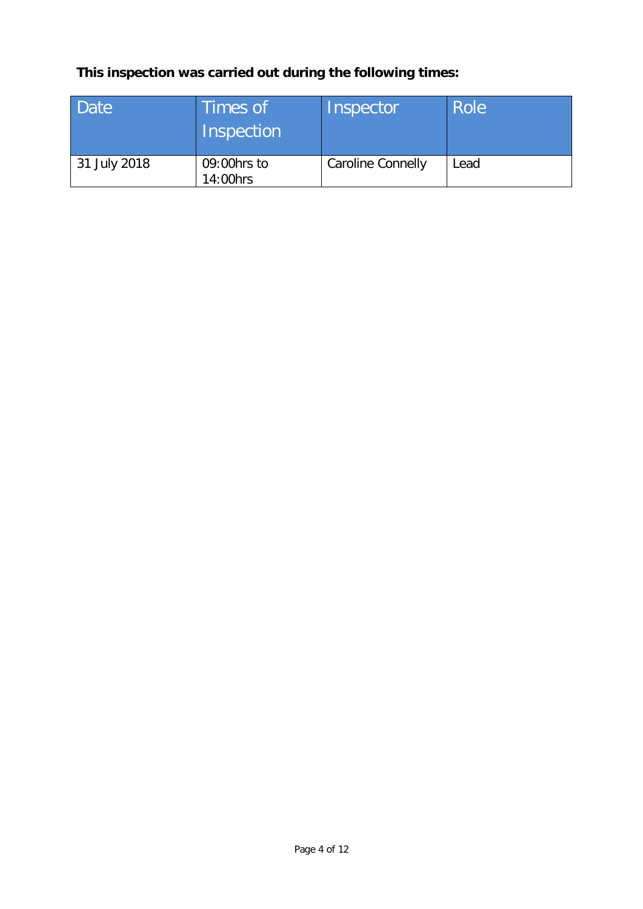**This inspection was carried out during the following times:**

| Date | Times of Inspection | Inspector | Role |
|---|---|---|---|
| 31 July 2018 | 09:00hrs to 14:00hrs | Caroline Connelly | Lead |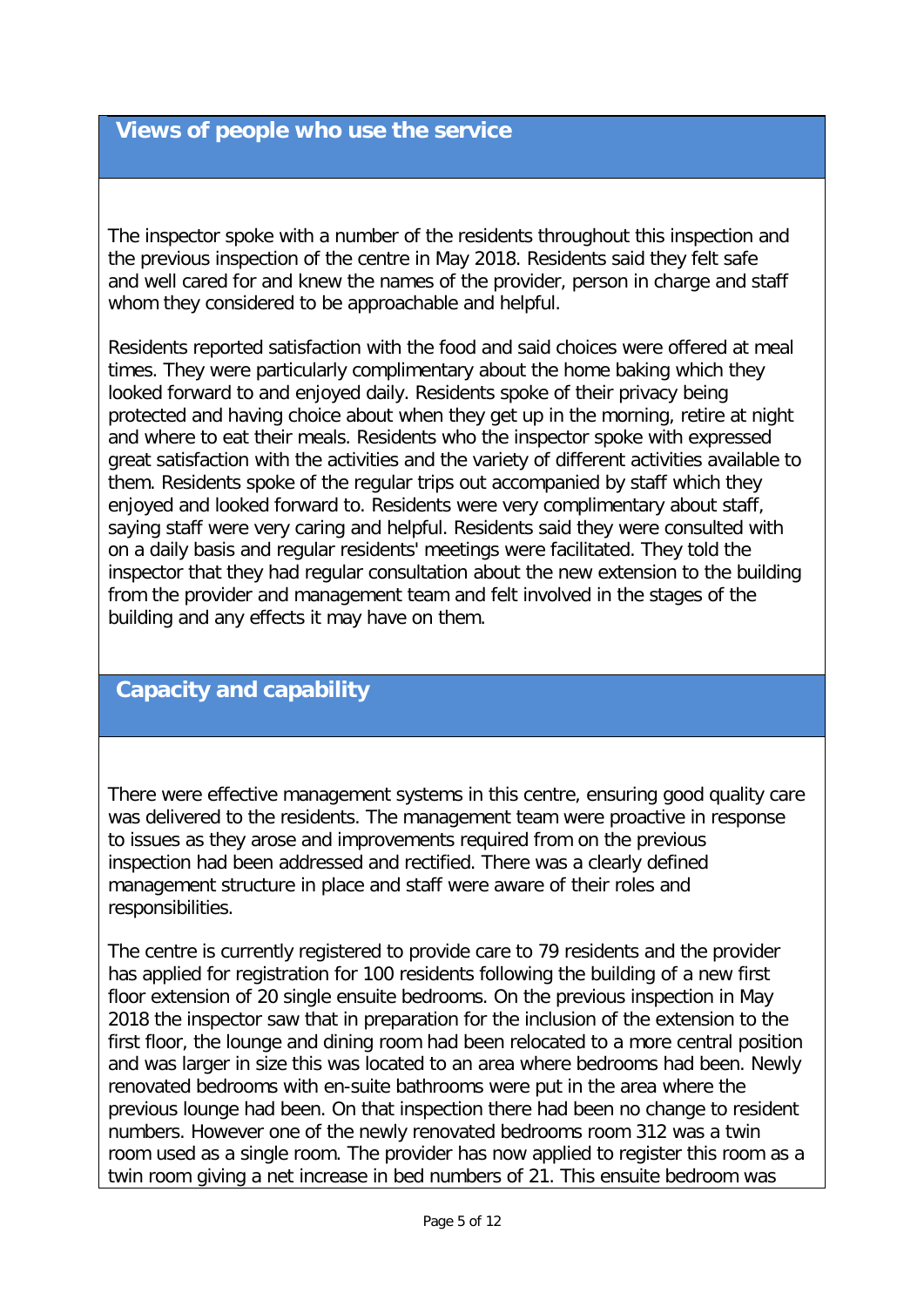## Views of people who use the service

The inspector spoke with a number of the residents throughout this inspection and the previous inspection of the centre in May 2018. Residents said they felt safe and well cared for and knew the names of the provider, person in charge and staff whom they considered to be approachable and helpful.

Residents reported satisfaction with the food and said choices were offered at meal times. They were particularly complimentary about the home baking which they looked forward to and enjoyed daily. Residents spoke of their privacy being protected and having choice about when they get up in the morning, retire at night and where to eat their meals. Residents who the inspector spoke with expressed great satisfaction with the activities and the variety of different activities available to them. Residents spoke of the regular trips out accompanied by staff which they enjoyed and looked forward to. Residents were very complimentary about staff, saying staff were very caring and helpful. Residents said they were consulted with on a daily basis and regular residents' meetings were facilitated. They told the inspector that they had regular consultation about the new extension to the building from the provider and management team and felt involved in the stages of the building and any effects it may have on them.

## Capacity and capability

There were effective management systems in this centre, ensuring good quality care was delivered to the residents. The management team were proactive in response to issues as they arose and improvements required from on the previous inspection had been addressed and rectified. There was a clearly defined management structure in place and staff were aware of their roles and responsibilities.

The centre is currently registered to provide care to 79 residents and the provider has applied for registration for 100 residents following the building of a new first floor extension of 20 single ensuite bedrooms. On the previous inspection in May 2018 the inspector saw that in preparation for the inclusion of the extension to the first floor, the lounge and dining room had been relocated to a more central position and was larger in size this was located to an area where bedrooms had been. Newly renovated bedrooms with en-suite bathrooms were put in the area where the previous lounge had been. On that inspection there had been no change to resident numbers. However one of the newly renovated bedrooms room 312 was a twin room used as a single room. The provider has now applied to register this room as a twin room giving a net increase in bed numbers of 21. This ensuite bedroom was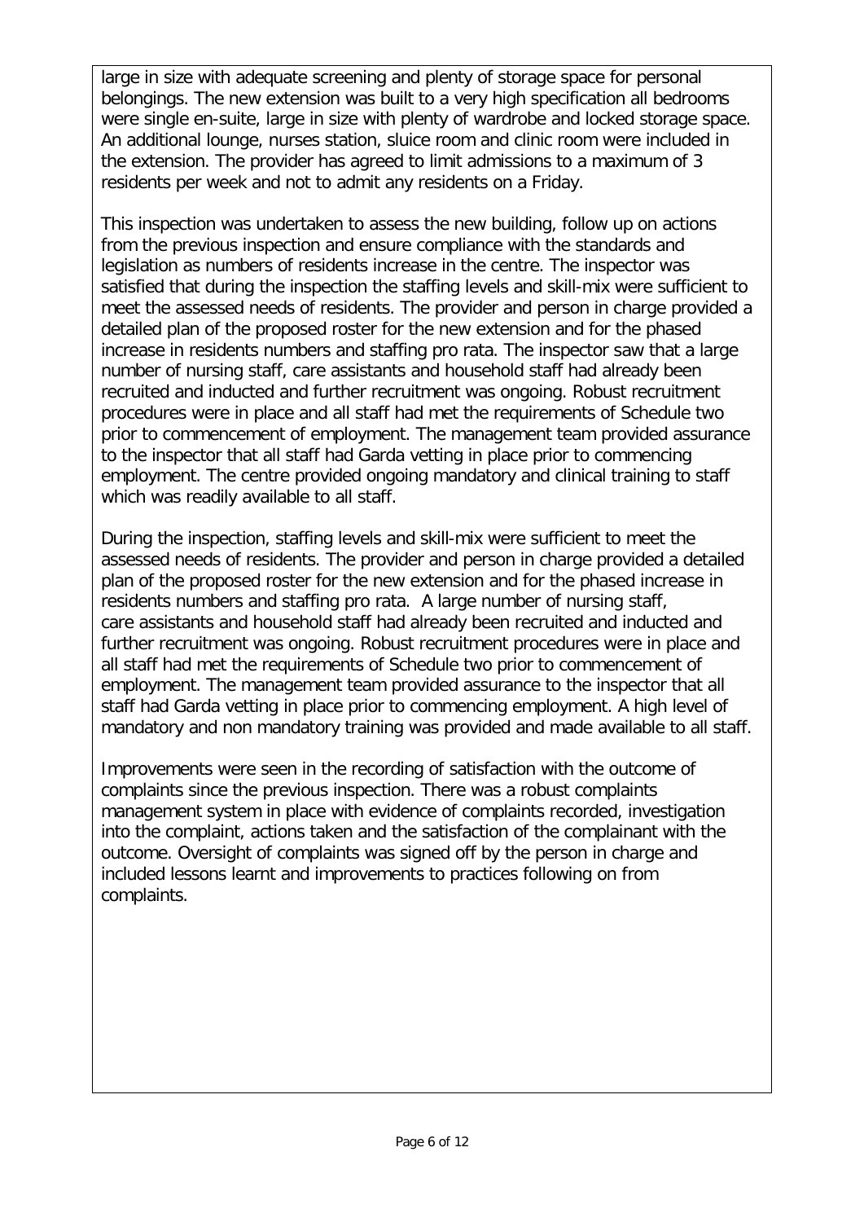large in size with adequate screening and plenty of storage space for personal belongings. The new extension was built to a very high specification all bedrooms were single en-suite, large in size with plenty of wardrobe and locked storage space. An additional lounge, nurses station, sluice room and clinic room were included in the extension. The provider has agreed to limit admissions to a maximum of 3 residents per week and not to admit any residents on a Friday.

This inspection was undertaken to assess the new building, follow up on actions from the previous inspection and ensure compliance with the standards and legislation as numbers of residents increase in the centre. The inspector was satisfied that during the inspection the staffing levels and skill-mix were sufficient to meet the assessed needs of residents. The provider and person in charge provided a detailed plan of the proposed roster for the new extension and for the phased increase in residents numbers and staffing pro rata. The inspector saw that a large number of nursing staff, care assistants and household staff had already been recruited and inducted and further recruitment was ongoing. Robust recruitment procedures were in place and all staff had met the requirements of Schedule two prior to commencement of employment. The management team provided assurance to the inspector that all staff had Garda vetting in place prior to commencing employment. The centre provided ongoing mandatory and clinical training to staff which was readily available to all staff.

During the inspection, staffing levels and skill-mix were sufficient to meet the assessed needs of residents. The provider and person in charge provided a detailed plan of the proposed roster for the new extension and for the phased increase in residents numbers and staffing pro rata. A large number of nursing staff, care assistants and household staff had already been recruited and inducted and further recruitment was ongoing. Robust recruitment procedures were in place and all staff had met the requirements of Schedule two prior to commencement of employment. The management team provided assurance to the inspector that all staff had Garda vetting in place prior to commencing employment. A high level of mandatory and non mandatory training was provided and made available to all staff.

Improvements were seen in the recording of satisfaction with the outcome of complaints since the previous inspection. There was a robust complaints management system in place with evidence of complaints recorded, investigation into the complaint, actions taken and the satisfaction of the complainant with the outcome. Oversight of complaints was signed off by the person in charge and included lessons learnt and improvements to practices following on from complaints.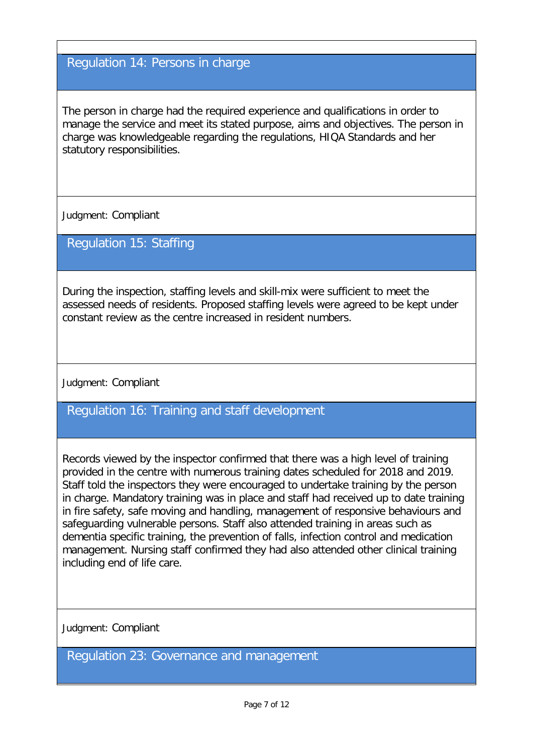## Regulation 14: Persons in charge

The person in charge had the required experience and qualifications in order to manage the service and meet its stated purpose, aims and objectives. The person in charge was knowledgeable regarding the regulations, HIQA Standards and her statutory responsibilities.

Judgment: Compliant

## Regulation 15: Staffing

During the inspection, staffing levels and skill-mix were sufficient to meet the assessed needs of residents. Proposed staffing levels were agreed to be kept under constant review as the centre increased in resident numbers.

Judgment: Compliant

## Regulation 16: Training and staff development

Records viewed by the inspector confirmed that there was a high level of training provided in the centre with numerous training dates scheduled for 2018 and 2019. Staff told the inspectors they were encouraged to undertake training by the person in charge. Mandatory training was in place and staff had received up to date training in fire safety, safe moving and handling, management of responsive behaviours and safeguarding vulnerable persons. Staff also attended training in areas such as dementia specific training, the prevention of falls, infection control and medication management. Nursing staff confirmed they had also attended other clinical training including end of life care.

Judgment: Compliant

## Regulation 23: Governance and management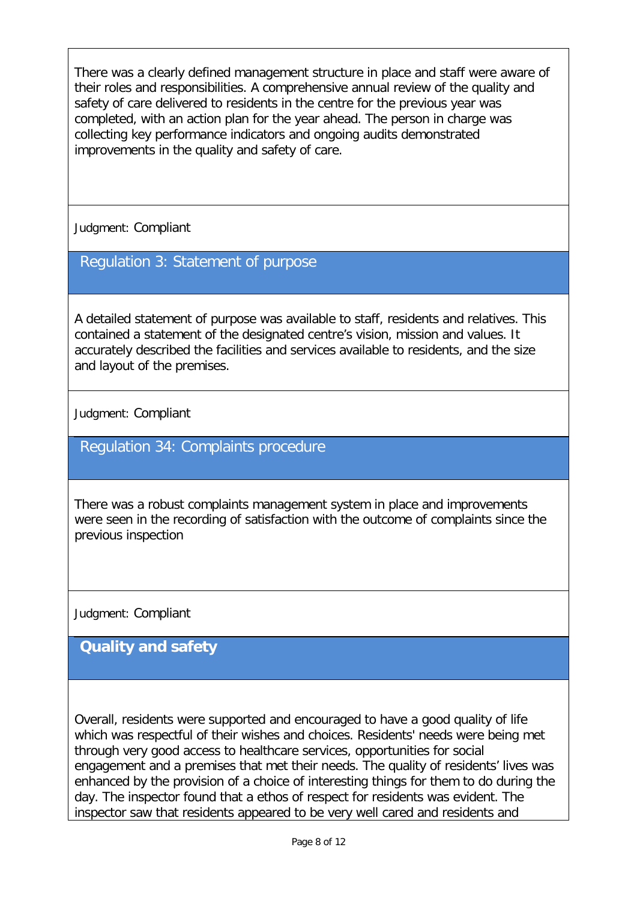There was a clearly defined management structure in place and staff were aware of their roles and responsibilities. A comprehensive annual review of the quality and safety of care delivered to residents in the centre for the previous year was completed, with an action plan for the year ahead. The person in charge was collecting key performance indicators and ongoing audits demonstrated improvements in the quality and safety of care.

Judgment: Compliant

## Regulation 3: Statement of purpose

A detailed statement of purpose was available to staff, residents and relatives. This contained a statement of the designated centre's vision, mission and values. It accurately described the facilities and services available to residents, and the size and layout of the premises.

Judgment: Compliant

## Regulation 34: Complaints procedure

There was a robust complaints management system in place and improvements were seen in the recording of satisfaction with the outcome of complaints since the previous inspection

Judgment: Compliant

## Quality and safety

Overall, residents were supported and encouraged to have a good quality of life which was respectful of their wishes and choices. Residents' needs were being met through very good access to healthcare services, opportunities for social engagement and a premises that met their needs. The quality of residents' lives was enhanced by the provision of a choice of interesting things for them to do during the day. The inspector found that a ethos of respect for residents was evident. The inspector saw that residents appeared to be very well cared and residents and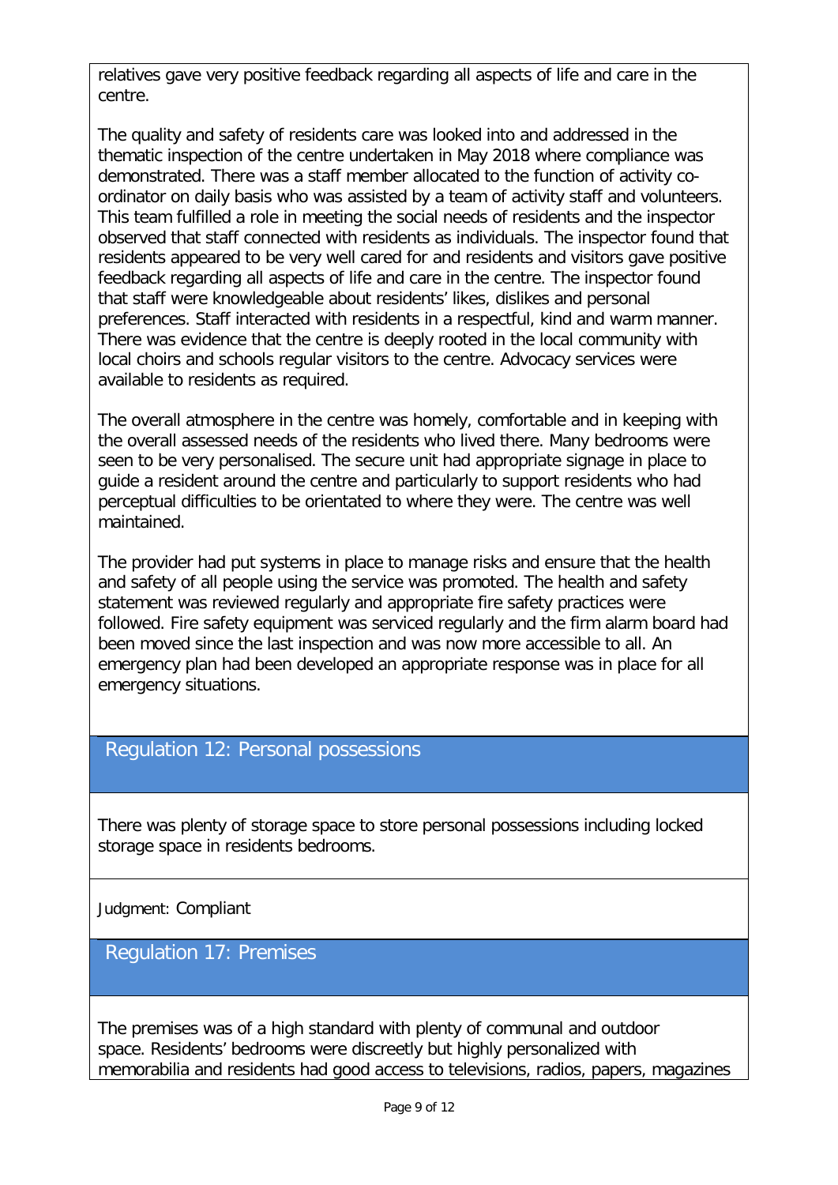relatives gave very positive feedback regarding all aspects of life and care in the centre.

The quality and safety of residents care was looked into and addressed in the thematic inspection of the centre undertaken in May 2018 where compliance was demonstrated. There was a staff member allocated to the function of activity co-ordinator on daily basis who was assisted by a team of activity staff and volunteers. This team fulfilled a role in meeting the social needs of residents and the inspector observed that staff connected with residents as individuals. The inspector found that residents appeared to be very well cared for and residents and visitors gave positive feedback regarding all aspects of life and care in the centre. The inspector found that staff were knowledgeable about residents' likes, dislikes and personal preferences. Staff interacted with residents in a respectful, kind and warm manner. There was evidence that the centre is deeply rooted in the local community with local choirs and schools regular visitors to the centre. Advocacy services were available to residents as required.

The overall atmosphere in the centre was homely, comfortable and in keeping with the overall assessed needs of the residents who lived there. Many bedrooms were seen to be very personalised. The secure unit had appropriate signage in place to guide a resident around the centre and particularly to support residents who had perceptual difficulties to be orientated to where they were. The centre was well maintained.

The provider had put systems in place to manage risks and ensure that the health and safety of all people using the service was promoted. The health and safety statement was reviewed regularly and appropriate fire safety practices were followed. Fire safety equipment was serviced regularly and the firm alarm board had been moved since the last inspection and was now more accessible to all. An emergency plan had been developed an appropriate response was in place for all emergency situations.

## Regulation 12: Personal possessions

There was plenty of storage space to store personal possessions including locked storage space in residents bedrooms.

Judgment: Compliant

## Regulation 17: Premises

The premises was of a high standard with plenty of communal and outdoor space. Residents' bedrooms were discreetly but highly personalized with memorabilia and residents had good access to televisions, radios, papers, magazines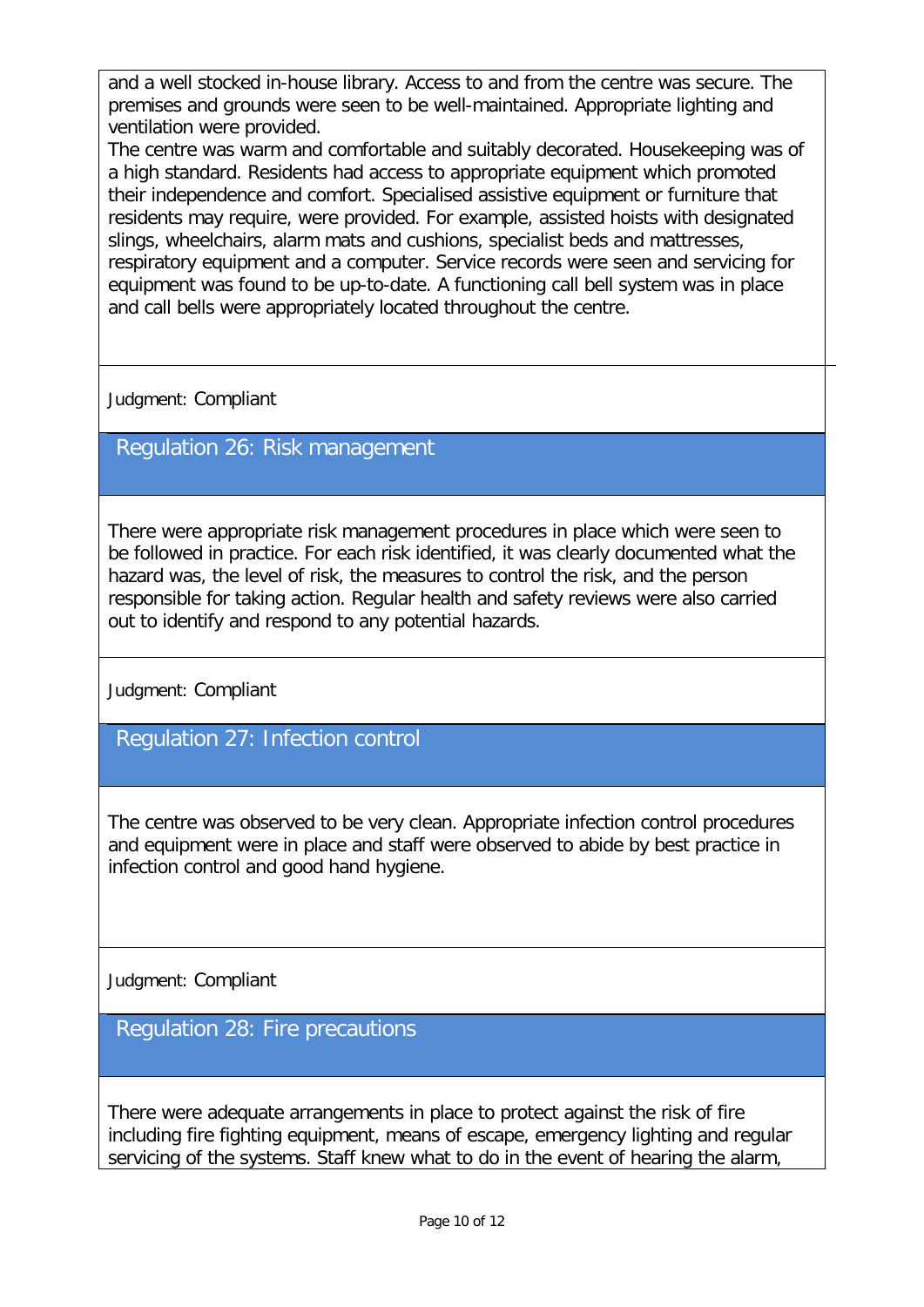and a well stocked in-house library. Access to and from the centre was secure. The premises and grounds were seen to be well-maintained. Appropriate lighting and ventilation were provided.
The centre was warm and comfortable and suitably decorated. Housekeeping was of a high standard. Residents had access to appropriate equipment which promoted their independence and comfort. Specialised assistive equipment or furniture that residents may require, were provided. For example, assisted hoists with designated slings, wheelchairs, alarm mats and cushions, specialist beds and mattresses, respiratory equipment and a computer. Service records were seen and servicing for equipment was found to be up-to-date. A functioning call bell system was in place and call bells were appropriately located throughout the centre.

Judgment: Compliant

## Regulation 26: Risk management

There were appropriate risk management procedures in place which were seen to be followed in practice. For each risk identified, it was clearly documented what the hazard was, the level of risk, the measures to control the risk, and the person responsible for taking action. Regular health and safety reviews were also carried out to identify and respond to any potential hazards.

Judgment: Compliant

## Regulation 27: Infection control

The centre was observed to be very clean. Appropriate infection control procedures and equipment were in place and staff were observed to abide by best practice in infection control and good hand hygiene.

Judgment: Compliant

## Regulation 28: Fire precautions

There were adequate arrangements in place to protect against the risk of fire including fire fighting equipment, means of escape, emergency lighting and regular servicing of the systems. Staff knew what to do in the event of hearing the alarm,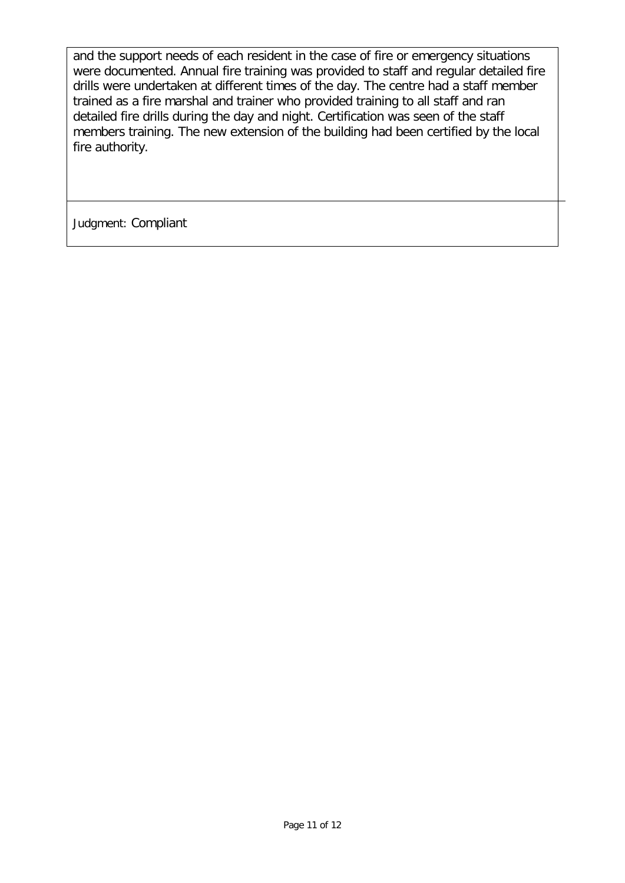and the support needs of each resident in the case of fire or emergency situations were documented. Annual fire training was provided to staff and regular detailed fire drills were undertaken at different times of the day. The centre had a staff member trained as a fire marshal and trainer who provided training to all staff and ran detailed fire drills during the day and night. Certification was seen of the staff members training. The new extension of the building had been certified by the local fire authority.

Judgment: Compliant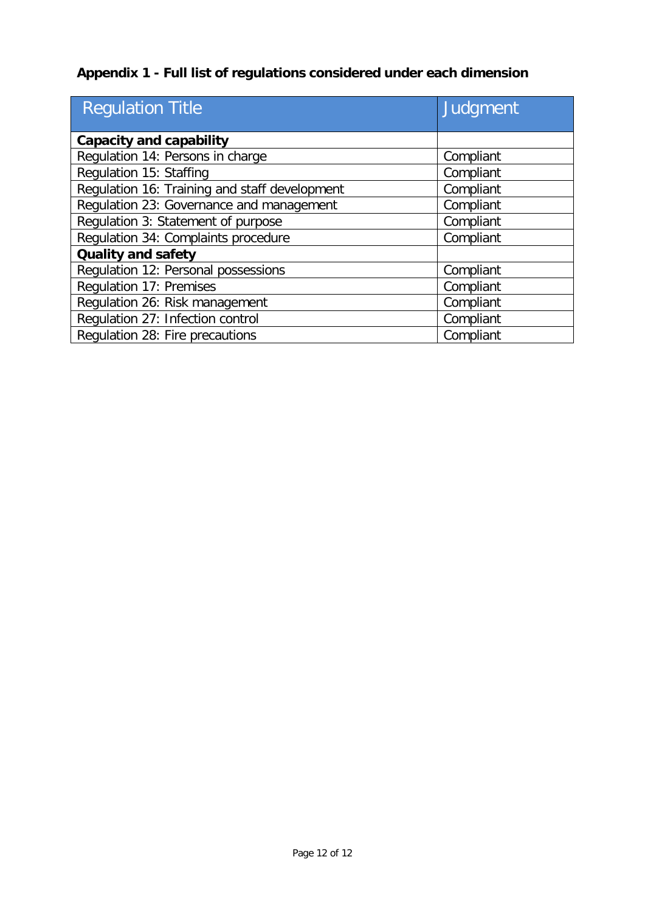### Appendix 1 - Full list of regulations considered under each dimension

| Regulation Title | Judgment |
|---|---|
| **Capacity and capability** | |
| Regulation 14: Persons in charge | Compliant |
| Regulation 15: Staffing | Compliant |
| Regulation 16: Training and staff development | Compliant |
| Regulation 23: Governance and management | Compliant |
| Regulation 3: Statement of purpose | Compliant |
| Regulation 34: Complaints procedure | Compliant |
| **Quality and safety** | |
| Regulation 12: Personal possessions | Compliant |
| Regulation 17: Premises | Compliant |
| Regulation 26: Risk management | Compliant |
| Regulation 27: Infection control | Compliant |
| Regulation 28: Fire precautions | Compliant |